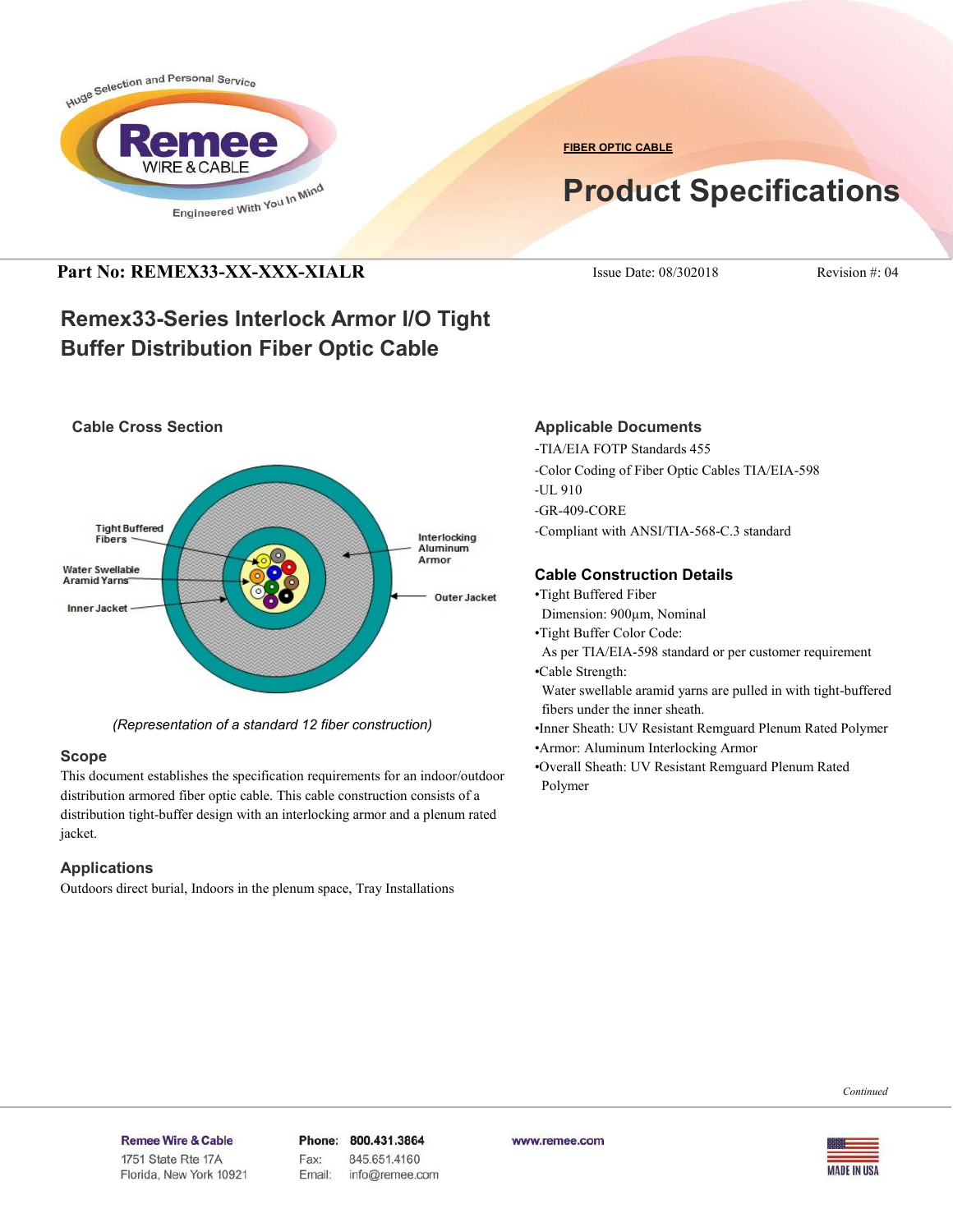FIBER OPTIC CABLE

# Product Specifications

**Part No: REMEX33-XX-XXX-XIALR** Issue Date: 08/302018 Revision #: 04

## Remex33-Series Interlock Armor I/O Tight Buffer Distribution Fiber Optic Cable

### Cable Cross Section

Tight Buffered Fibers

Water Swellable Aramid Yarns

Inner Jacket

Interlocking Aluminum Armor

Outer Jacket

*(Representation of a standard 12 fiber construction)*

### Scope

This document establishes the specification requirements for an indoor/outdoor distribution armored fiber optic cable. This cable construction consists of a distribution tight-buffer design with an interlocking armor and a plenum rated jacket.

### Applications

Outdoors direct burial, Indoors in the plenum space, Tray Installations

### Applicable Documents

-TIA/EIA FOTP Standards 455

-Color Coding of Fiber Optic Cables TIA/EIA-598

-UL 910

-GR-409-CORE

-Compliant with ANSI/TIA-568-C.3 standard

### Cable Construction Details

- Tight Buffered Fiber
  Dimension: 900µm, Nominal
- Tight Buffer Color Code:
  As per TIA/EIA-598 standard or per customer requirement
- Cable Strength:
  Water swellable aramid yarns are pulled in with tight-buffered fibers under the inner sheath.
- Inner Sheath: UV Resistant Remguard Plenum Rated Polymer
- Armor: Aluminum Interlocking Armor
- Overall Sheath: UV Resistant Remguard Plenum Rated Polymer

*Continued*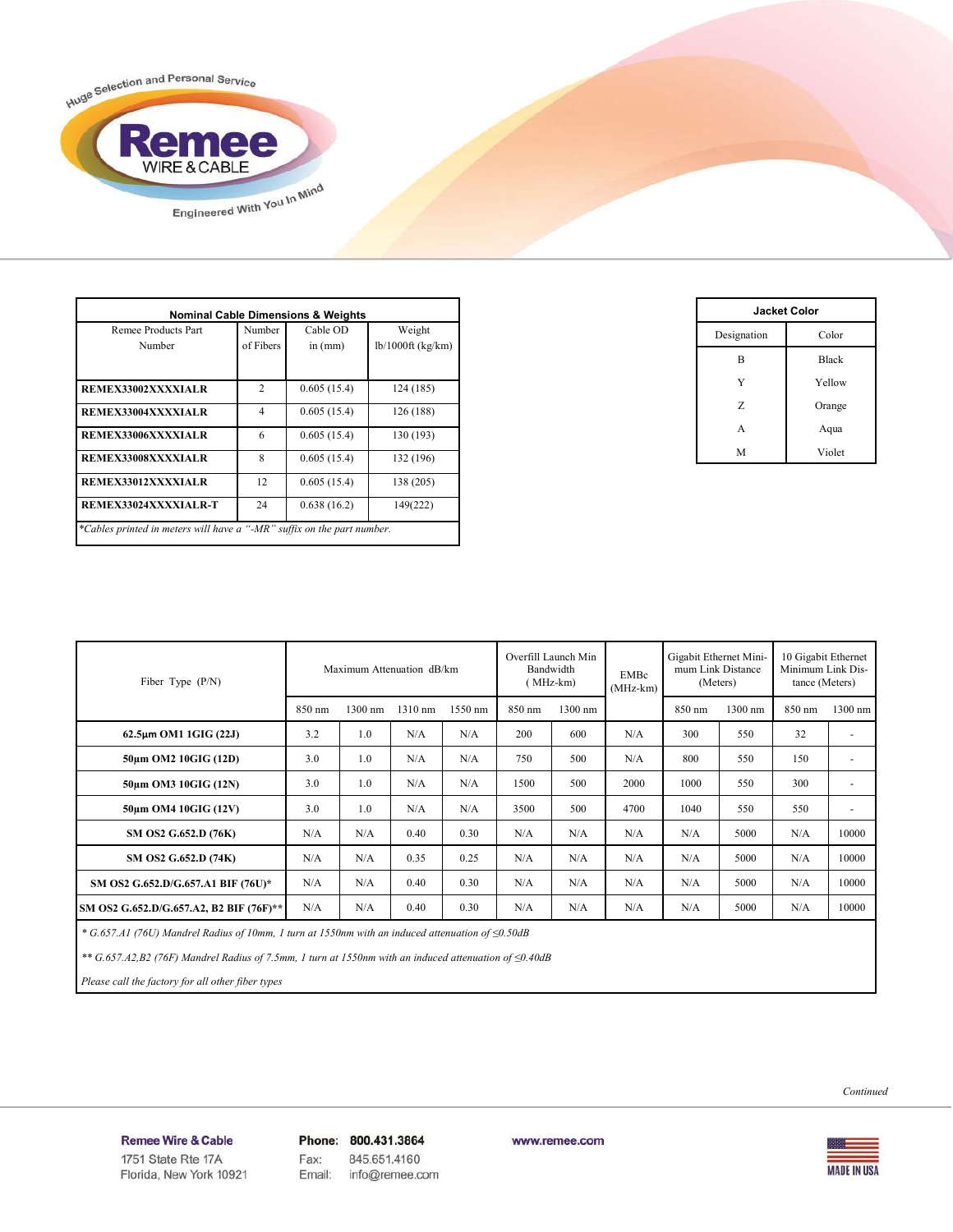| Nominal Cable Dimensions & Weights | | | |
|---|---|---|---|
| Remee Products Part Number | Number of Fibers | Cable OD in (mm) | Weight lb/1000ft (kg/km) |
| **REMEX33002XXXXIALR** | 2 | 0.605 (15.4) | 124 (185) |
| **REMEX33004XXXXIALR** | 4 | 0.605 (15.4) | 126 (188) |
| **REMEX33006XXXXIALR** | 6 | 0.605 (15.4) | 130 (193) |
| **REMEX33008XXXXIALR** | 8 | 0.605 (15.4) | 132 (196) |
| **REMEX33012XXXXIALR** | 12 | 0.605 (15.4) | 138 (205) |
| **REMEX33024XXXXIALR-T** | 24 | 0.638 (16.2) | 149(222) |

*\*Cables printed in meters will have a "-MR" suffix on the part number.*

| Jacket Color | |
|---|---|
| Designation | Color |
| B | Black |
| Y | Yellow |
| Z | Orange |
| A | Aqua |
| M | Violet |

| Fiber Type (P/N) | Maximum Attenuation dB/km | | | | Overfill Launch Min Bandwidth (MHz-km) | | EMBc (MHz-km) | Gigabit Ethernet Minimum Link Distance (Meters) | | 10 Gigabit Ethernet Minimum Link Distance (Meters) | |
|---|---|---|---|---|---|---|---|---|---|---|---|
| | 850 nm | 1300 nm | 1310 nm | 1550 nm | 850 nm | 1300 nm | | 850 nm | 1300 nm | 850 nm | 1300 nm |
| **62.5µm OM1 1GIG (22J)** | 3.2 | 1.0 | N/A | N/A | 200 | 600 | N/A | 300 | 550 | 32 | - |
| **50µm OM2 10GIG (12D)** | 3.0 | 1.0 | N/A | N/A | 750 | 500 | N/A | 800 | 550 | 150 | - |
| **50µm OM3 10GIG (12N)** | 3.0 | 1.0 | N/A | N/A | 1500 | 500 | 2000 | 1000 | 550 | 300 | - |
| **50µm OM4 10GIG (12V)** | 3.0 | 1.0 | N/A | N/A | 3500 | 500 | 4700 | 1040 | 550 | 550 | - |
| **SM OS2 G.652.D (76K)** | N/A | N/A | 0.40 | 0.30 | N/A | N/A | N/A | N/A | 5000 | N/A | 10000 |
| **SM OS2 G.652.D (74K)** | N/A | N/A | 0.35 | 0.25 | N/A | N/A | N/A | N/A | 5000 | N/A | 10000 |
| **SM OS2 G.652.D/G.657.A1 BIF (76U)\*** | N/A | N/A | 0.40 | 0.30 | N/A | N/A | N/A | N/A | 5000 | N/A | 10000 |
| **SM OS2 G.652.D/G.657.A2, B2 BIF (76F)\*\*** | N/A | N/A | 0.40 | 0.30 | N/A | N/A | N/A | N/A | 5000 | N/A | 10000 |

*\* G.657.A1 (76U) Mandrel Radius of 10mm, 1 turn at 1550nm with an induced attenuation of ≤0.50dB*

*\*\* G.657.A2,B2 (76F) Mandrel Radius of 7.5mm, 1 turn at 1550nm with an induced attenuation of ≤0.40dB*

*Please call the factory for all other fiber types*

*Continued*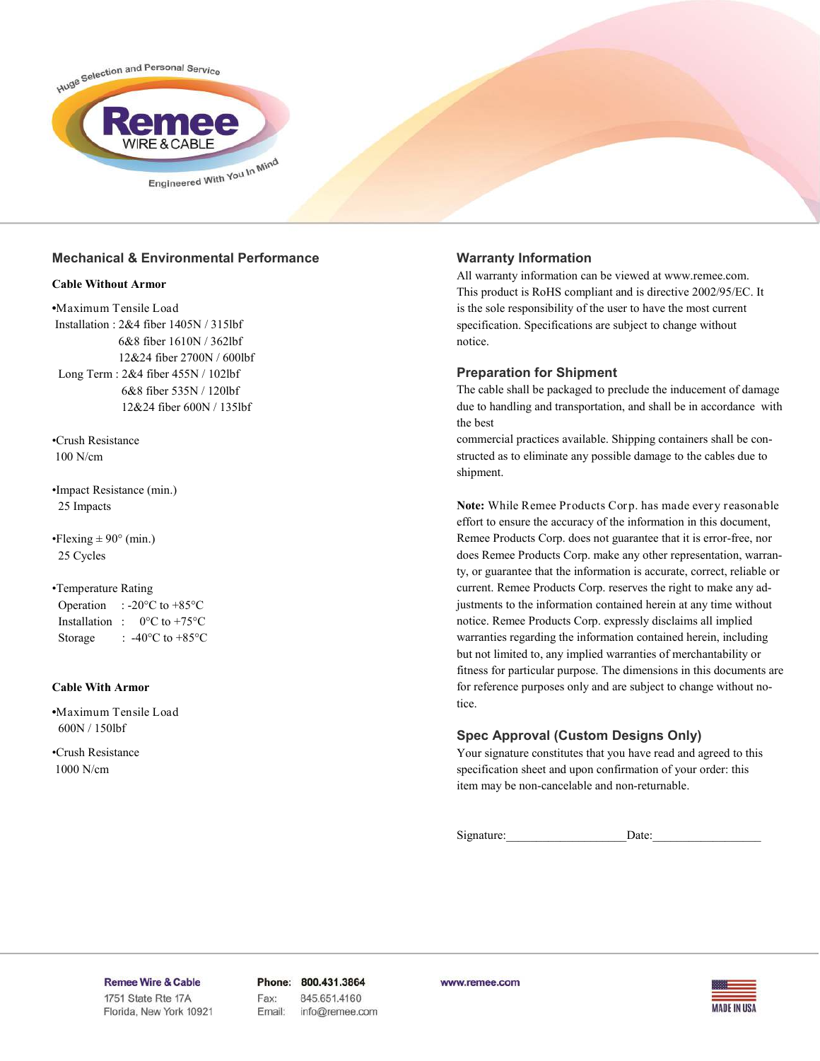## Mechanical & Environmental Performance

### Cable Without Armor

•Maximum Tensile Load

Installation : 2&4 fiber 1405N / 315lbf
6&8 fiber 1610N / 362lbf
12&24 fiber 2700N / 600lbf

Long Term : 2&4 fiber 455N / 102lbf
6&8 fiber 535N / 120lbf
12&24 fiber 600N / 135lbf

•Crush Resistance
100 N/cm

•Impact Resistance (min.)
25 Impacts

•Flexing ± 90° (min.)
25 Cycles

•Temperature Rating
Operation : -20°C to +85°C
Installation : 0°C to +75°C
Storage : -40°C to +85°C

### Cable With Armor

•Maximum Tensile Load
600N / 150lbf

•Crush Resistance
1000 N/cm

## Warranty Information

All warranty information can be viewed at www.remee.com. This product is RoHS compliant and is directive 2002/95/EC. It is the sole responsibility of the user to have the most current specification. Specifications are subject to change without notice.

## Preparation for Shipment

The cable shall be packaged to preclude the inducement of damage due to handling and transportation, and shall be in accordance with the best commercial practices available. Shipping containers shall be constructed as to eliminate any possible damage to the cables due to shipment.

**Note:** While Remee Products Corp. has made every reasonable effort to ensure the accuracy of the information in this document, Remee Products Corp. does not guarantee that it is error-free, nor does Remee Products Corp. make any other representation, warranty, or guarantee that the information is accurate, correct, reliable or current. Remee Products Corp. reserves the right to make any adjustments to the information contained herein at any time without notice. Remee Products Corp. expressly disclaims all implied warranties regarding the information contained herein, including but not limited to, any implied warranties of merchantability or fitness for particular purpose. The dimensions in this documents are for reference purposes only and are subject to change without notice.

## Spec Approval (Custom Designs Only)

Your signature constitutes that you have read and agreed to this specification sheet and upon confirmation of your order: this item may be non-cancelable and non-returnable.

Signature:____________________Date:__________________